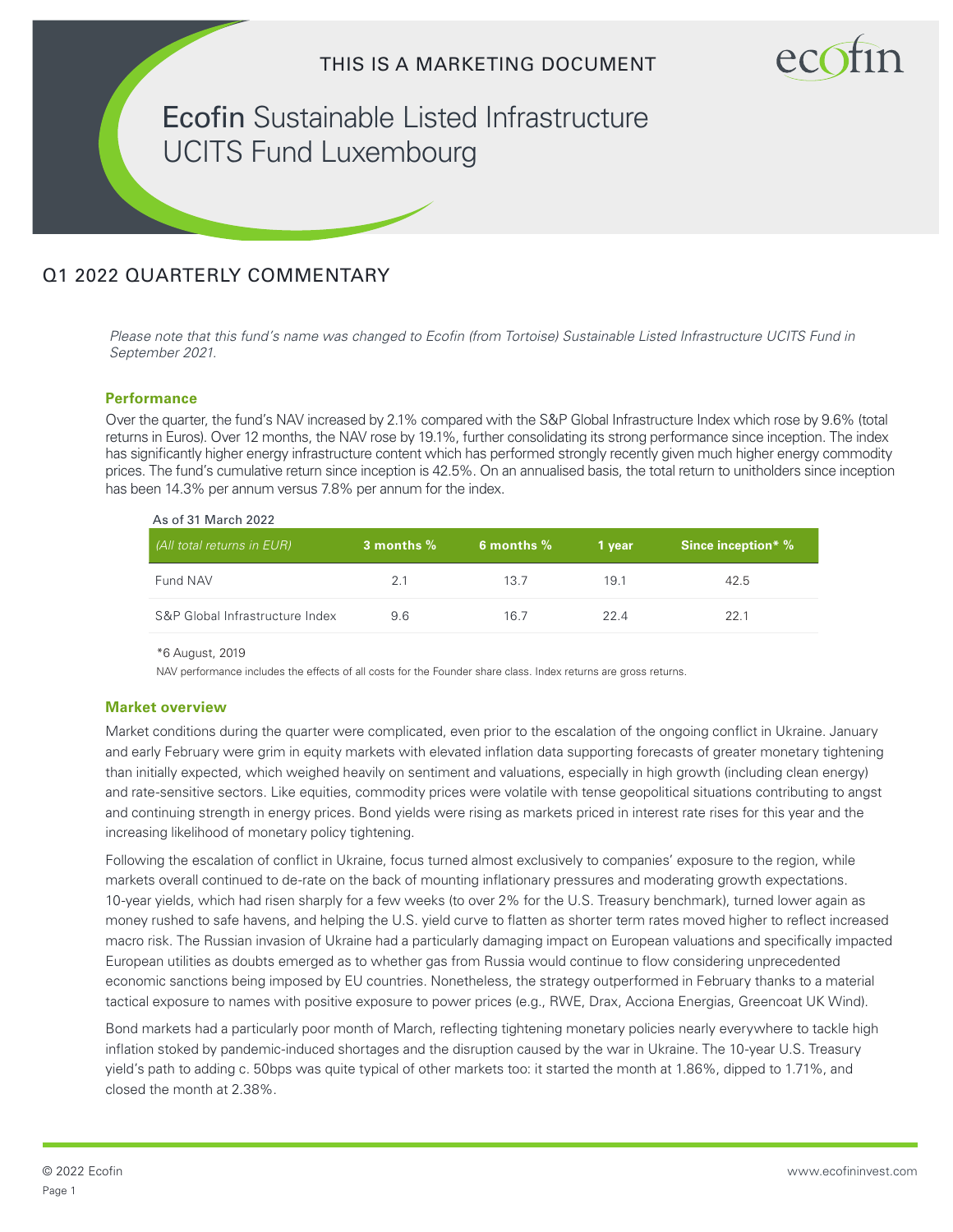THIS IS A MARKETING DOCUMENT

# Ecofin Sustainable Listed Infrastructure UCITS Fund Luxembourg

## Q1 2022 QUARTERLY COMMENTARY

*Please note that this fund's name was changed to Ecofin (from Tortoise) Sustainable Listed Infrastructure UCITS Fund in September 2021.*

### Performance

Over the quarter, the fund's NAV increased by 2.1% compared with the S&P Global Infrastructure Index which rose by 9.6% (total returns in Euros). Over 12 months, the NAV rose by 19.1%, further consolidating its strong performance since inception. The index has significantly higher energy infrastructure content which has performed strongly recently given much higher energy commodity prices. The fund's cumulative return since inception is 42.5%. On an annualised basis, the total return to unitholders since inception has been 14.3% per annum versus 7.8% per annum for the index.

As of 31 March 2022

| *(All total returns in EUR)* | 3 months % | 6 months % | 1 year | Since inception* % |
|---|---|---|---|---|
| Fund NAV | 2.1 | 13.7 | 19.1 | 42.5 |
| S&P Global Infrastructure Index | 9.6 | 16.7 | 22.4 | 22.1 |

*6 August, 2019

NAV performance includes the effects of all costs for the Founder share class. Index returns are gross returns.

### Market overview

Market conditions during the quarter were complicated, even prior to the escalation of the ongoing conflict in Ukraine. January and early February were grim in equity markets with elevated inflation data supporting forecasts of greater monetary tightening than initially expected, which weighed heavily on sentiment and valuations, especially in high growth (including clean energy) and rate-sensitive sectors. Like equities, commodity prices were volatile with tense geopolitical situations contributing to angst and continuing strength in energy prices. Bond yields were rising as markets priced in interest rate rises for this year and the increasing likelihood of monetary policy tightening.

Following the escalation of conflict in Ukraine, focus turned almost exclusively to companies' exposure to the region, while markets overall continued to de-rate on the back of mounting inflationary pressures and moderating growth expectations. 10-year yields, which had risen sharply for a few weeks (to over 2% for the U.S. Treasury benchmark), turned lower again as money rushed to safe havens, and helping the U.S. yield curve to flatten as shorter term rates moved higher to reflect increased macro risk. The Russian invasion of Ukraine had a particularly damaging impact on European valuations and specifically impacted European utilities as doubts emerged as to whether gas from Russia would continue to flow considering unprecedented economic sanctions being imposed by EU countries. Nonetheless, the strategy outperformed in February thanks to a material tactical exposure to names with positive exposure to power prices (e.g., RWE, Drax, Acciona Energias, Greencoat UK Wind).

Bond markets had a particularly poor month of March, reflecting tightening monetary policies nearly everywhere to tackle high inflation stoked by pandemic-induced shortages and the disruption caused by the war in Ukraine. The 10-year U.S. Treasury yield's path to adding c. 50bps was quite typical of other markets too: it started the month at 1.86%, dipped to 1.71%, and closed the month at 2.38%.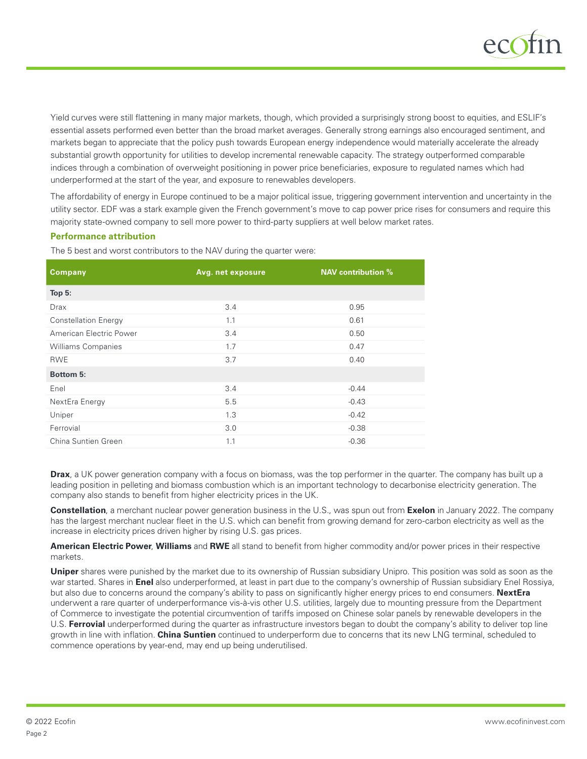Yield curves were still flattening in many major markets, though, which provided a surprisingly strong boost to equities, and ESLIF's essential assets performed even better than the broad market averages. Generally strong earnings also encouraged sentiment, and markets began to appreciate that the policy push towards European energy independence would materially accelerate the already substantial growth opportunity for utilities to develop incremental renewable capacity. The strategy outperformed comparable indices through a combination of overweight positioning in power price beneficiaries, exposure to regulated names which had underperformed at the start of the year, and exposure to renewables developers.

The affordability of energy in Europe continued to be a major political issue, triggering government intervention and uncertainty in the utility sector. EDF was a stark example given the French government's move to cap power price rises for consumers and require this majority state-owned company to sell more power to third-party suppliers at well below market rates.

### Performance attribution

The 5 best and worst contributors to the NAV during the quarter were:

| Company | Avg. net exposure | NAV contribution % |
|---|---|---|
| **Top 5:** | | |
| Drax | 3.4 | 0.95 |
| Constellation Energy | 1.1 | 0.61 |
| American Electric Power | 3.4 | 0.50 |
| Williams Companies | 1.7 | 0.47 |
| RWE | 3.7 | 0.40 |
| **Bottom 5:** | | |
| Enel | 3.4 | -0.44 |
| NextEra Energy | 5.5 | -0.43 |
| Uniper | 1.3 | -0.42 |
| Ferrovial | 3.0 | -0.38 |
| China Suntien Green | 1.1 | -0.36 |

**Drax**, a UK power generation company with a focus on biomass, was the top performer in the quarter. The company has built up a leading position in pelleting and biomass combustion which is an important technology to decarbonise electricity generation. The company also stands to benefit from higher electricity prices in the UK.

**Constellation**, a merchant nuclear power generation business in the U.S., was spun out from **Exelon** in January 2022. The company has the largest merchant nuclear fleet in the U.S. which can benefit from growing demand for zero-carbon electricity as well as the increase in electricity prices driven higher by rising U.S. gas prices.

**American Electric Power**, **Williams** and **RWE** all stand to benefit from higher commodity and/or power prices in their respective markets.

**Uniper** shares were punished by the market due to its ownership of Russian subsidiary Unipro. This position was sold as soon as the war started. Shares in **Enel** also underperformed, at least in part due to the company's ownership of Russian subsidiary Enel Rossiya, but also due to concerns around the company's ability to pass on significantly higher energy prices to end consumers. **NextEra** underwent a rare quarter of underperformance vis-à-vis other U.S. utilities, largely due to mounting pressure from the Department of Commerce to investigate the potential circumvention of tariffs imposed on Chinese solar panels by renewable developers in the U.S. **Ferrovial** underperformed during the quarter as infrastructure investors began to doubt the company's ability to deliver top line growth in line with inflation. **China Suntien** continued to underperform due to concerns that its new LNG terminal, scheduled to commence operations by year-end, may end up being underutilised.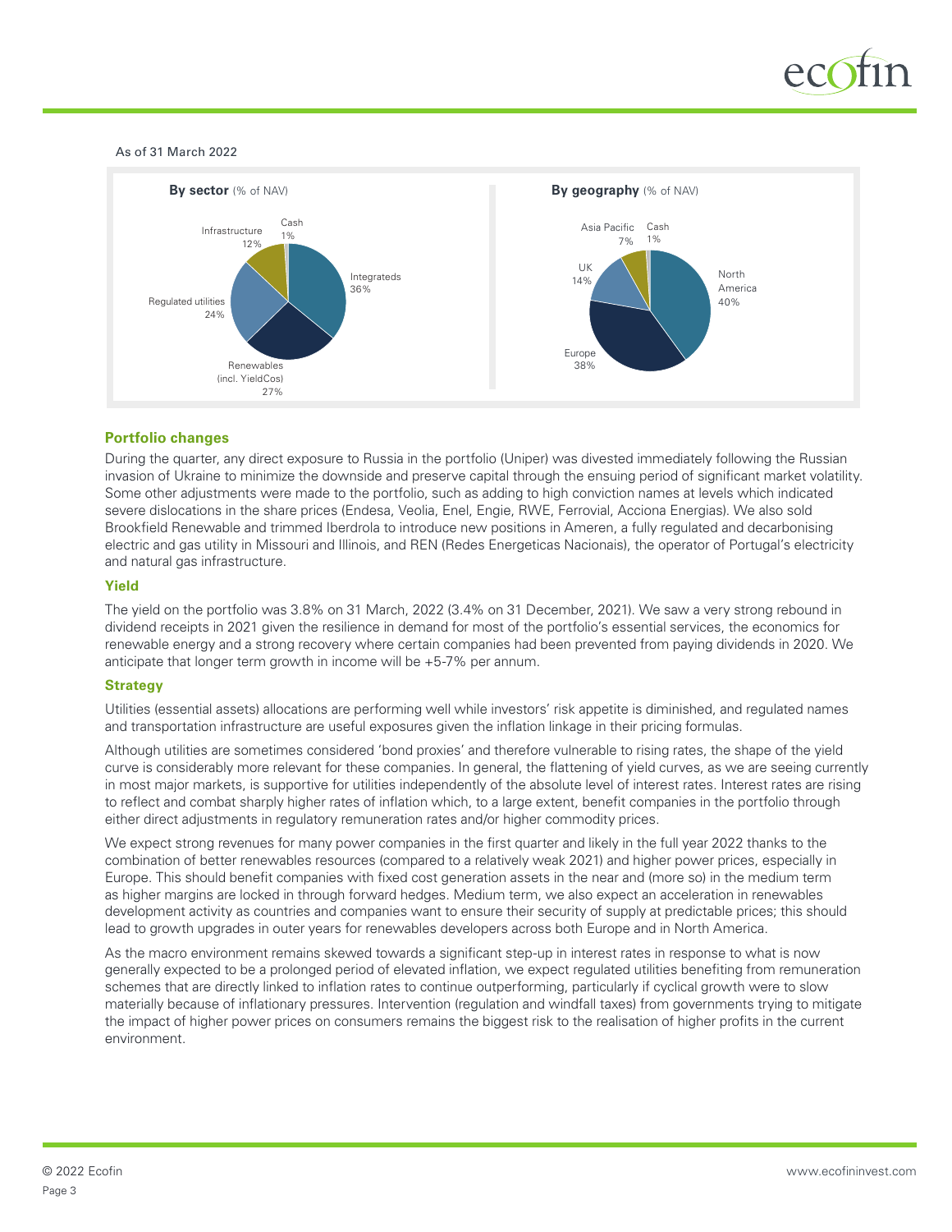As of 31 March 2022

**By sector** (% of NAV)

| Sector | % of NAV |
| --- | --- |
| Integrateds | 36% |
| Renewables (incl. YieldCos) | 27% |
| Regulated utilities | 24% |
| Infrastructure | 12% |
| Cash | 1% |

**By geography** (% of NAV)

| Geography | % of NAV |
| --- | --- |
| North America | 40% |
| Europe | 38% |
| UK | 14% |
| Asia Pacific | 7% |
| Cash | 1% |

## Portfolio changes

During the quarter, any direct exposure to Russia in the portfolio (Uniper) was divested immediately following the Russian invasion of Ukraine to minimize the downside and preserve capital through the ensuing period of significant market volatility. Some other adjustments were made to the portfolio, such as adding to high conviction names at levels which indicated severe dislocations in the share prices (Endesa, Veolia, Enel, Engie, RWE, Ferrovial, Acciona Energias). We also sold Brookfield Renewable and trimmed Iberdrola to introduce new positions in Ameren, a fully regulated and decarbonising electric and gas utility in Missouri and Illinois, and REN (Redes Energeticas Nacionais), the operator of Portugal's electricity and natural gas infrastructure.

## Yield

The yield on the portfolio was 3.8% on 31 March, 2022 (3.4% on 31 December, 2021). We saw a very strong rebound in dividend receipts in 2021 given the resilience in demand for most of the portfolio's essential services, the economics for renewable energy and a strong recovery where certain companies had been prevented from paying dividends in 2020. We anticipate that longer term growth in income will be +5-7% per annum.

## Strategy

Utilities (essential assets) allocations are performing well while investors' risk appetite is diminished, and regulated names and transportation infrastructure are useful exposures given the inflation linkage in their pricing formulas.

Although utilities are sometimes considered 'bond proxies' and therefore vulnerable to rising rates, the shape of the yield curve is considerably more relevant for these companies. In general, the flattening of yield curves, as we are seeing currently in most major markets, is supportive for utilities independently of the absolute level of interest rates. Interest rates are rising to reflect and combat sharply higher rates of inflation which, to a large extent, benefit companies in the portfolio through either direct adjustments in regulatory remuneration rates and/or higher commodity prices.

We expect strong revenues for many power companies in the first quarter and likely in the full year 2022 thanks to the combination of better renewables resources (compared to a relatively weak 2021) and higher power prices, especially in Europe. This should benefit companies with fixed cost generation assets in the near and (more so) in the medium term as higher margins are locked in through forward hedges. Medium term, we also expect an acceleration in renewables development activity as countries and companies want to ensure their security of supply at predictable prices; this should lead to growth upgrades in outer years for renewables developers across both Europe and in North America.

As the macro environment remains skewed towards a significant step-up in interest rates in response to what is now generally expected to be a prolonged period of elevated inflation, we expect regulated utilities benefiting from remuneration schemes that are directly linked to inflation rates to continue outperforming, particularly if cyclical growth were to slow materially because of inflationary pressures. Intervention (regulation and windfall taxes) from governments trying to mitigate the impact of higher power prices on consumers remains the biggest risk to the realisation of higher profits in the current environment.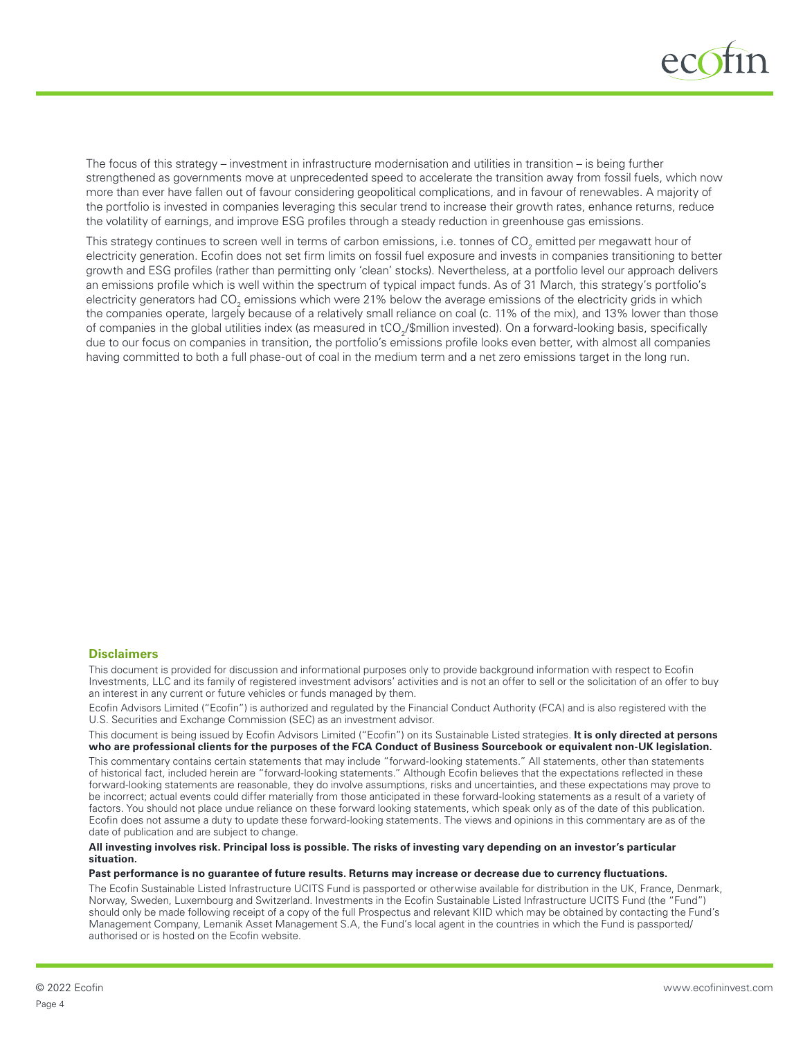The focus of this strategy – investment in infrastructure modernisation and utilities in transition – is being further strengthened as governments move at unprecedented speed to accelerate the transition away from fossil fuels, which now more than ever have fallen out of favour considering geopolitical complications, and in favour of renewables. A majority of the portfolio is invested in companies leveraging this secular trend to increase their growth rates, enhance returns, reduce the volatility of earnings, and improve ESG profiles through a steady reduction in greenhouse gas emissions.

This strategy continues to screen well in terms of carbon emissions, i.e. tonnes of $CO_2$ emitted per megawatt hour of electricity generation. Ecofin does not set firm limits on fossil fuel exposure and invests in companies transitioning to better growth and ESG profiles (rather than permitting only 'clean' stocks). Nevertheless, at a portfolio level our approach delivers an emissions profile which is well within the spectrum of typical impact funds. As of 31 March, this strategy's portfolio's electricity generators had $CO_2$ emissions which were 21% below the average emissions of the electricity grids in which the companies operate, largely because of a relatively small reliance on coal (c. 11% of the mix), and 13% lower than those of companies in the global utilities index (as measured in $tCO_2$/\$million invested). On a forward-looking basis, specifically due to our focus on companies in transition, the portfolio's emissions profile looks even better, with almost all companies having committed to both a full phase-out of coal in the medium term and a net zero emissions target in the long run.

## Disclaimers

This document is provided for discussion and informational purposes only to provide background information with respect to Ecofin Investments, LLC and its family of registered investment advisors' activities and is not an offer to sell or the solicitation of an offer to buy an interest in any current or future vehicles or funds managed by them.

Ecofin Advisors Limited ("Ecofin") is authorized and regulated by the Financial Conduct Authority (FCA) and is also registered with the U.S. Securities and Exchange Commission (SEC) as an investment advisor.

This document is being issued by Ecofin Advisors Limited ("Ecofin") on its Sustainable Listed strategies. **It is only directed at persons who are professional clients for the purposes of the FCA Conduct of Business Sourcebook or equivalent non-UK legislation.**

This commentary contains certain statements that may include "forward-looking statements." All statements, other than statements of historical fact, included herein are "forward-looking statements." Although Ecofin believes that the expectations reflected in these forward-looking statements are reasonable, they do involve assumptions, risks and uncertainties, and these expectations may prove to be incorrect; actual events could differ materially from those anticipated in these forward-looking statements as a result of a variety of factors. You should not place undue reliance on these forward looking statements, which speak only as of the date of this publication. Ecofin does not assume a duty to update these forward-looking statements. The views and opinions in this commentary are as of the date of publication and are subject to change.

**All investing involves risk. Principal loss is possible. The risks of investing vary depending on an investor's particular situation.**

**Past performance is no guarantee of future results. Returns may increase or decrease due to currency fluctuations.**

The Ecofin Sustainable Listed Infrastructure UCITS Fund is passported or otherwise available for distribution in the UK, France, Denmark, Norway, Sweden, Luxembourg and Switzerland. Investments in the Ecofin Sustainable Listed Infrastructure UCITS Fund (the "Fund") should only be made following receipt of a copy of the full Prospectus and relevant KIID which may be obtained by contacting the Fund's Management Company, Lemanik Asset Management S.A, the Fund's local agent in the countries in which the Fund is passported/authorised or is hosted on the Ecofin website.

© 2022 Ecofin

www.ecofininvest.com